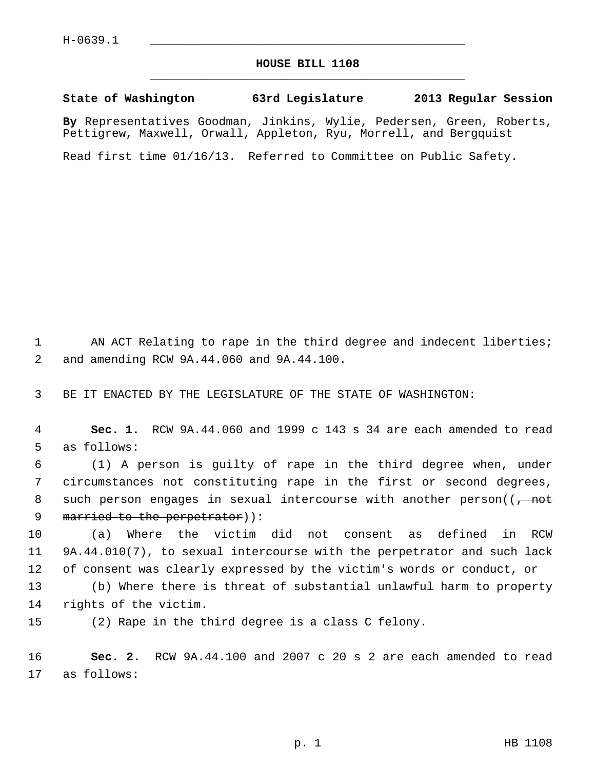H-0639.1

# HOUSE BILL 1108

**State of Washington 63rd Legislature 2013 Regular Session**

**By** Representatives Goodman, Jinkins, Wylie, Pedersen, Green, Roberts, Pettigrew, Maxwell, Orwall, Appleton, Ryu, Morrell, and Bergquist

Read first time 01/16/13. Referred to Committee on Public Safety.

AN ACT Relating to rape in the third degree and indecent liberties; and amending RCW 9A.44.060 and 9A.44.100.

BE IT ENACTED BY THE LEGISLATURE OF THE STATE OF WASHINGTON:

**Sec. 1.** RCW 9A.44.060 and 1999 c 143 s 34 are each amended to read as follows:

(1) A person is guilty of rape in the third degree when, under circumstances not constituting rape in the first or second degrees, such person engages in sexual intercourse with another person((~~, not married to the perpetrator~~)):

(a) Where the victim did not consent as defined in RCW 9A.44.010(7), to sexual intercourse with the perpetrator and such lack of consent was clearly expressed by the victim's words or conduct, or

(b) Where there is threat of substantial unlawful harm to property rights of the victim.

(2) Rape in the third degree is a class C felony.

**Sec. 2.** RCW 9A.44.100 and 2007 c 20 s 2 are each amended to read as follows: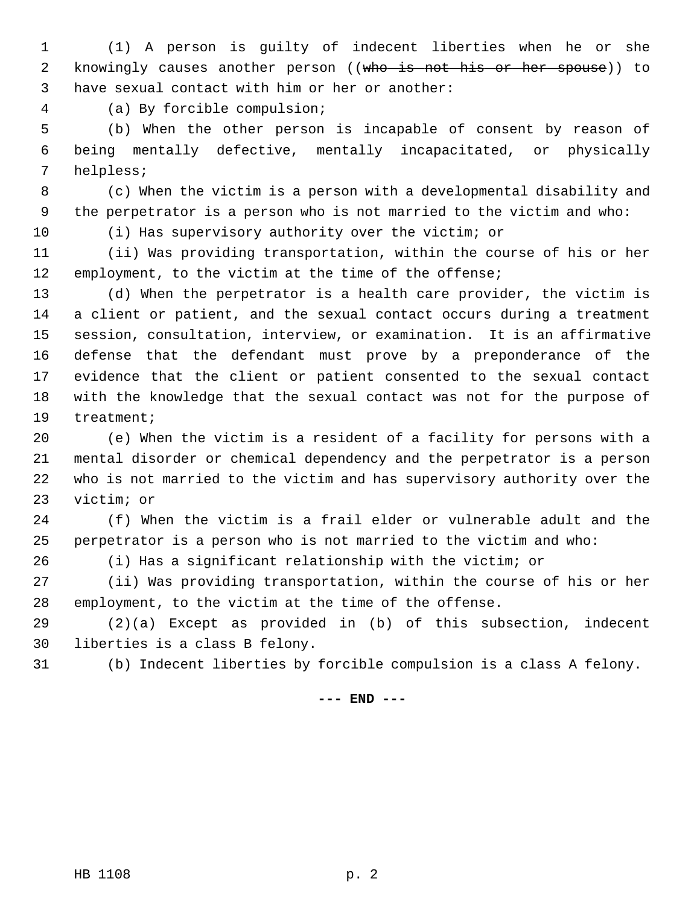(1) A person is guilty of indecent liberties when he or she knowingly causes another person ((~~who is not his or her spouse~~)) to have sexual contact with him or her or another:

(a) By forcible compulsion;

(b) When the other person is incapable of consent by reason of being mentally defective, mentally incapacitated, or physically helpless;

(c) When the victim is a person with a developmental disability and the perpetrator is a person who is not married to the victim and who:

(i) Has supervisory authority over the victim; or

(ii) Was providing transportation, within the course of his or her employment, to the victim at the time of the offense;

(d) When the perpetrator is a health care provider, the victim is a client or patient, and the sexual contact occurs during a treatment session, consultation, interview, or examination. It is an affirmative defense that the defendant must prove by a preponderance of the evidence that the client or patient consented to the sexual contact with the knowledge that the sexual contact was not for the purpose of treatment;

(e) When the victim is a resident of a facility for persons with a mental disorder or chemical dependency and the perpetrator is a person who is not married to the victim and has supervisory authority over the victim; or

(f) When the victim is a frail elder or vulnerable adult and the perpetrator is a person who is not married to the victim and who:

(i) Has a significant relationship with the victim; or

(ii) Was providing transportation, within the course of his or her employment, to the victim at the time of the offense.

(2)(a) Except as provided in (b) of this subsection, indecent liberties is a class B felony.

(b) Indecent liberties by forcible compulsion is a class A felony.

**--- END ---**